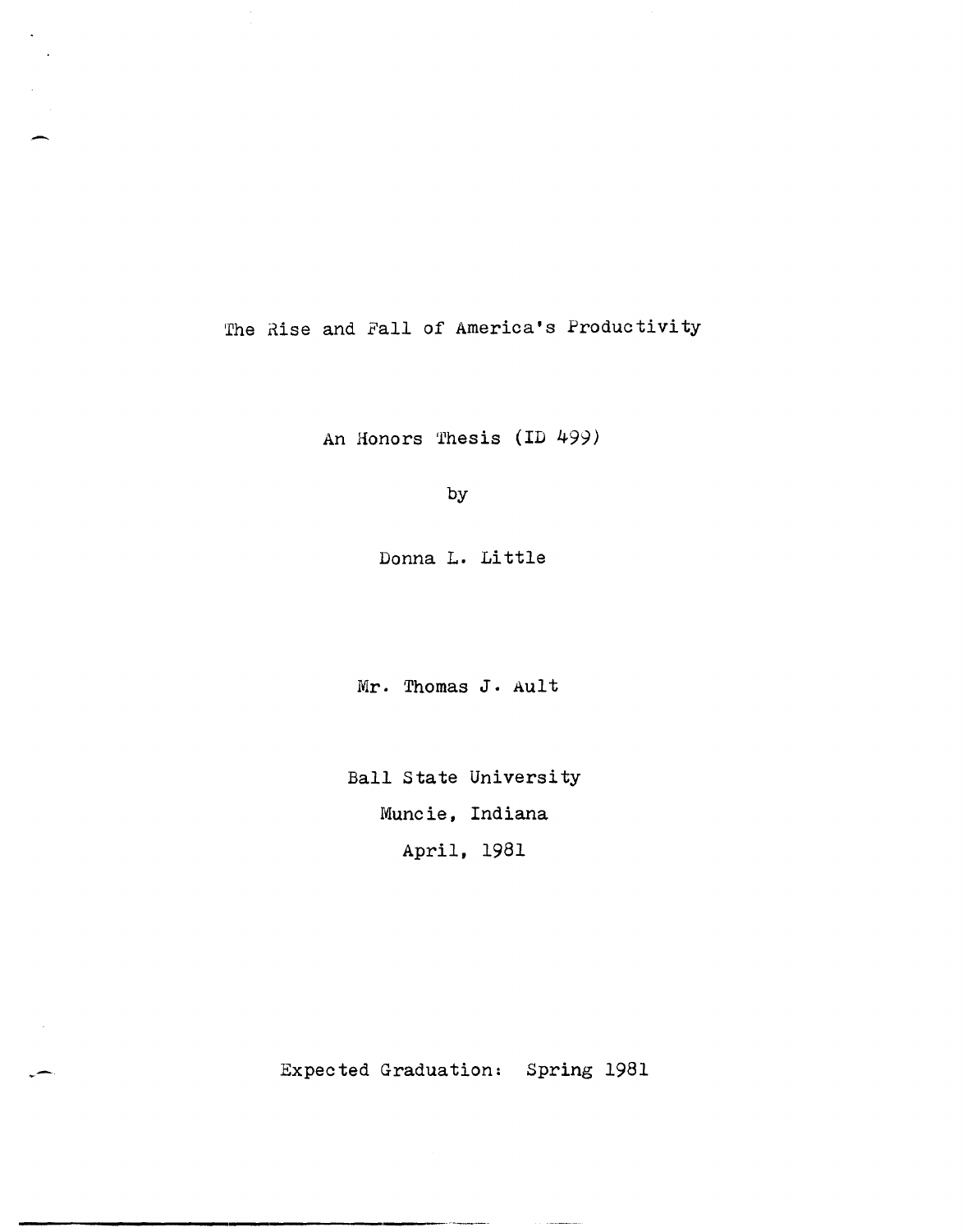# The Rise and Fall of America's Productivity

An Honors Thesis (ID 499)

by

Donna L. Little

Mr. Thomas J. Ault

Ball State University

Muncie, Indiana

April, 1981

Expected Graduation: Spring 1981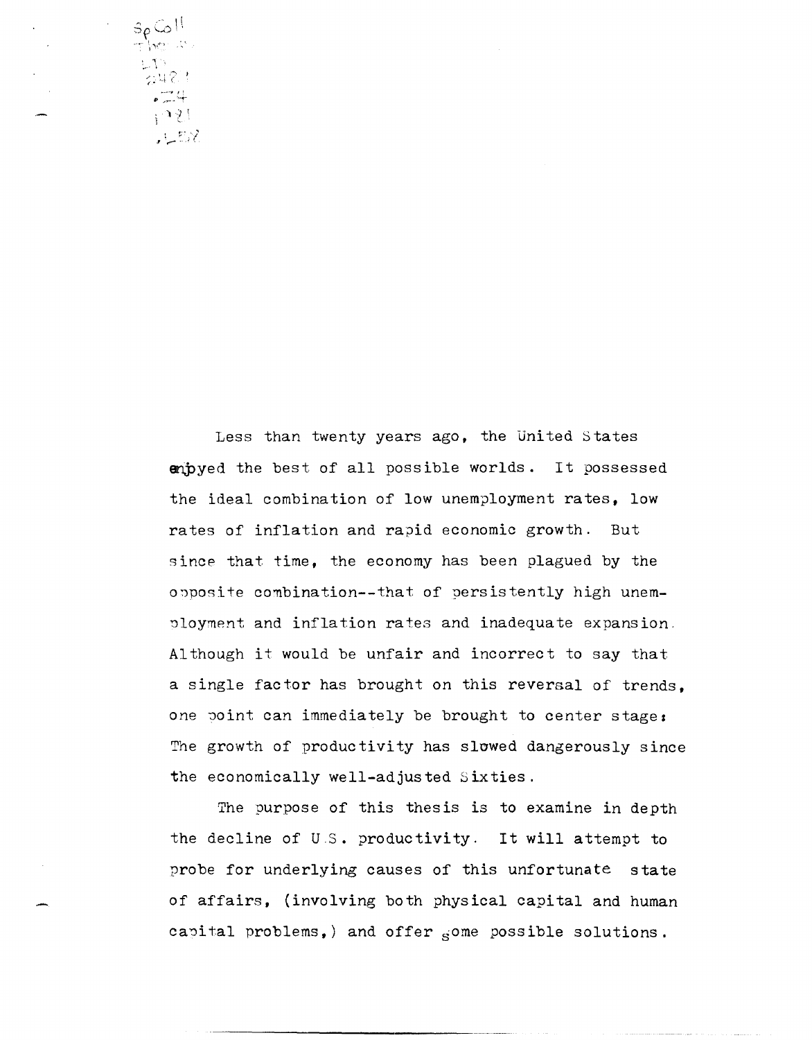Less than twenty years ago, the United States enjoyed the best of all possible worlds. It possessed the ideal combination of low unemployment rates, low rates of inflation and rapid economic growth. But since that time, the economy has been plagued by the opposite combination--that of persistently high unemployment and inflation rates and inadequate expansion. Although it would be unfair and incorrect to say that a single factor has brought on this reversal of trends, one point can immediately be brought to center stage: The growth of productivity has slowed dangerously since the economically well-adjusted Sixties.

The purpose of this thesis is to examine in depth the decline of U.S. productivity. It will attempt to probe for underlying causes of this unfortunate state of affairs, (involving both physical capital and human capital problems,) and offer some possible solutions.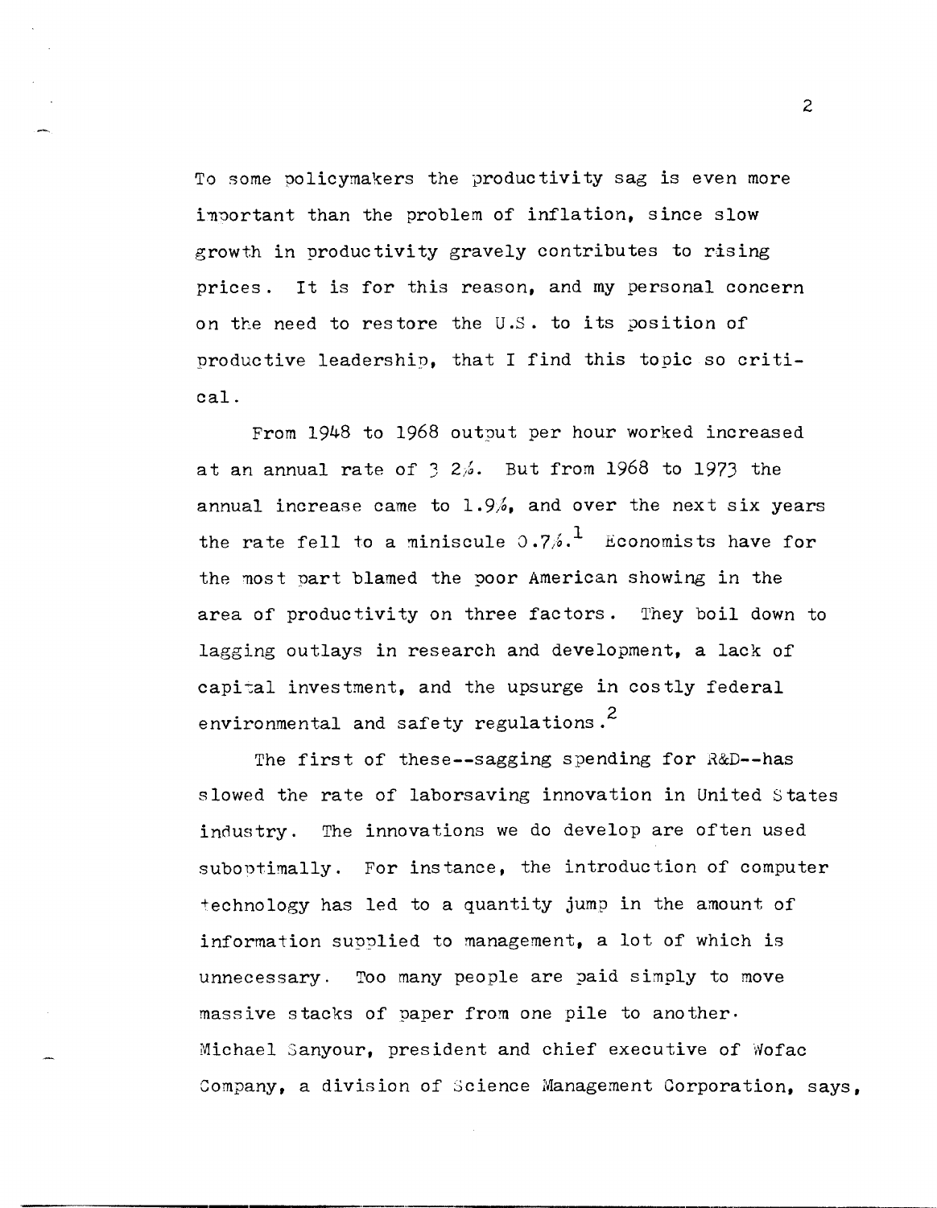To some policymakers the productivity sag is even more important than the problem of inflation, since slow growth in productivity gravely contributes to rising prices. It is for this reason, and my personal concern on the need to restore the U.S. to its position of productive leadership, that I find this topic so critical.

From 1948 to 1968 output per hour worked increased at an annual rate of 3.2%. But from 1968 to 1973 the annual increase came to 1.9%, and over the next six years the rate fell to a miniscule 0.7%.[1] Economists have for the most part blamed the poor American showing in the area of productivity on three factors. They boil down to lagging outlays in research and development, a lack of capital investment, and the upsurge in costly federal environmental and safety regulations.[2]

The first of these--sagging spending for R&D--has slowed the rate of laborsaving innovation in United States industry. The innovations we do develop are often used suboptimally. For instance, the introduction of computer technology has led to a quantity jump in the amount of information supplied to management, a lot of which is unnecessary. Too many people are paid simply to move massive stacks of paper from one pile to another. Michael Sanyour, president and chief executive of Wofac Company, a division of Science Management Corporation, says,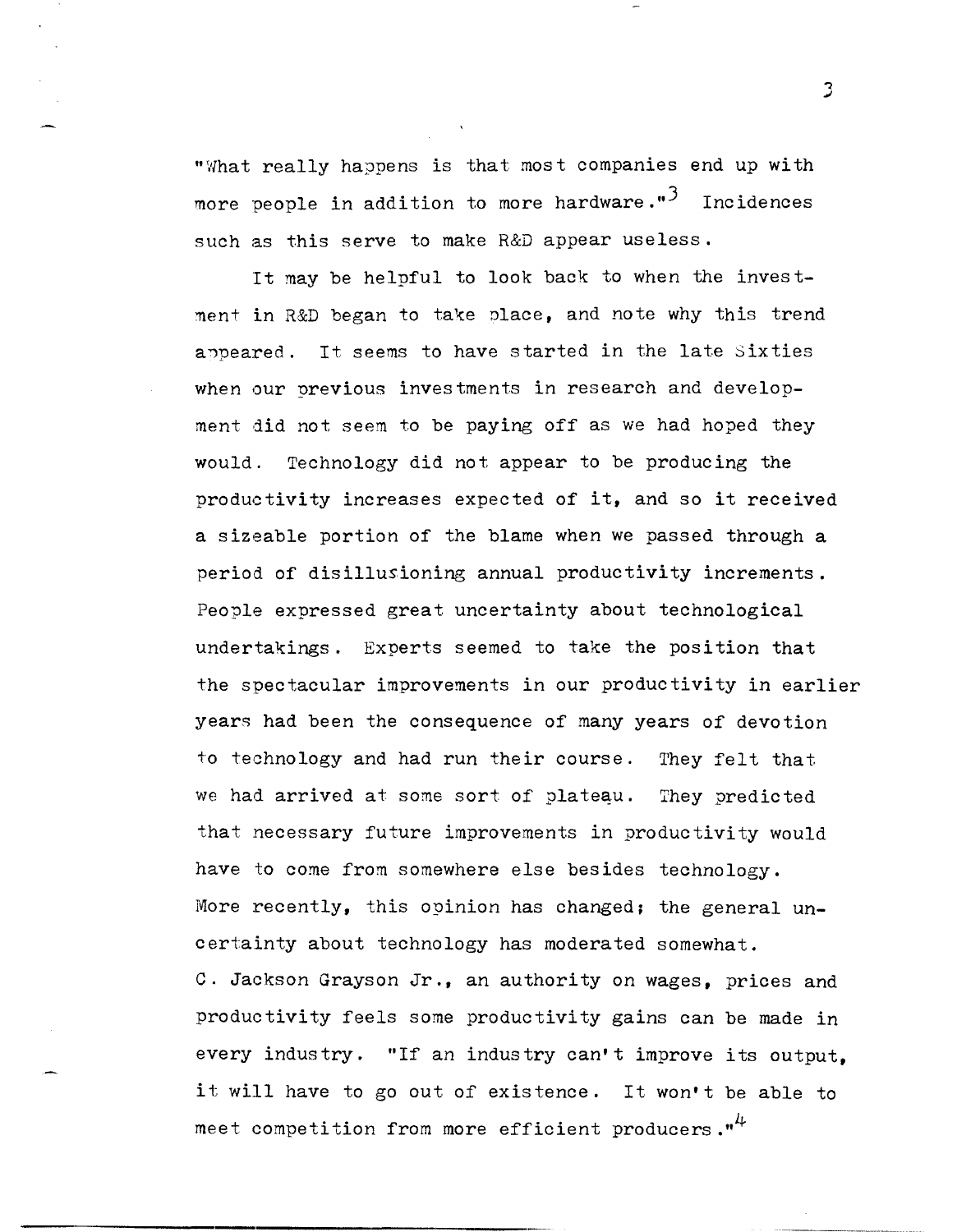"What really happens is that most companies end up with more people in addition to more hardware."[3] Incidences such as this serve to make R&D appear useless.

It may be helpful to look back to when the investment in R&D began to take place, and note why this trend appeared. It seems to have started in the late Sixties when our previous investments in research and development did not seem to be paying off as we had hoped they would. Technology did not appear to be producing the productivity increases expected of it, and so it received a sizeable portion of the blame when we passed through a period of disillusioning annual productivity increments. People expressed great uncertainty about technological undertakings. Experts seemed to take the position that the spectacular improvements in our productivity in earlier years had been the consequence of many years of devotion to technology and had run their course. They felt that we had arrived at some sort of plateau. They predicted that necessary future improvements in productivity would have to come from somewhere else besides technology. More recently, this opinion has changed; the general uncertainty about technology has moderated somewhat. C. Jackson Grayson Jr., an authority on wages, prices and productivity feels some productivity gains can be made in every industry. "If an industry can't improve its output, it will have to go out of existence. It won't be able to meet competition from more efficient producers."[4]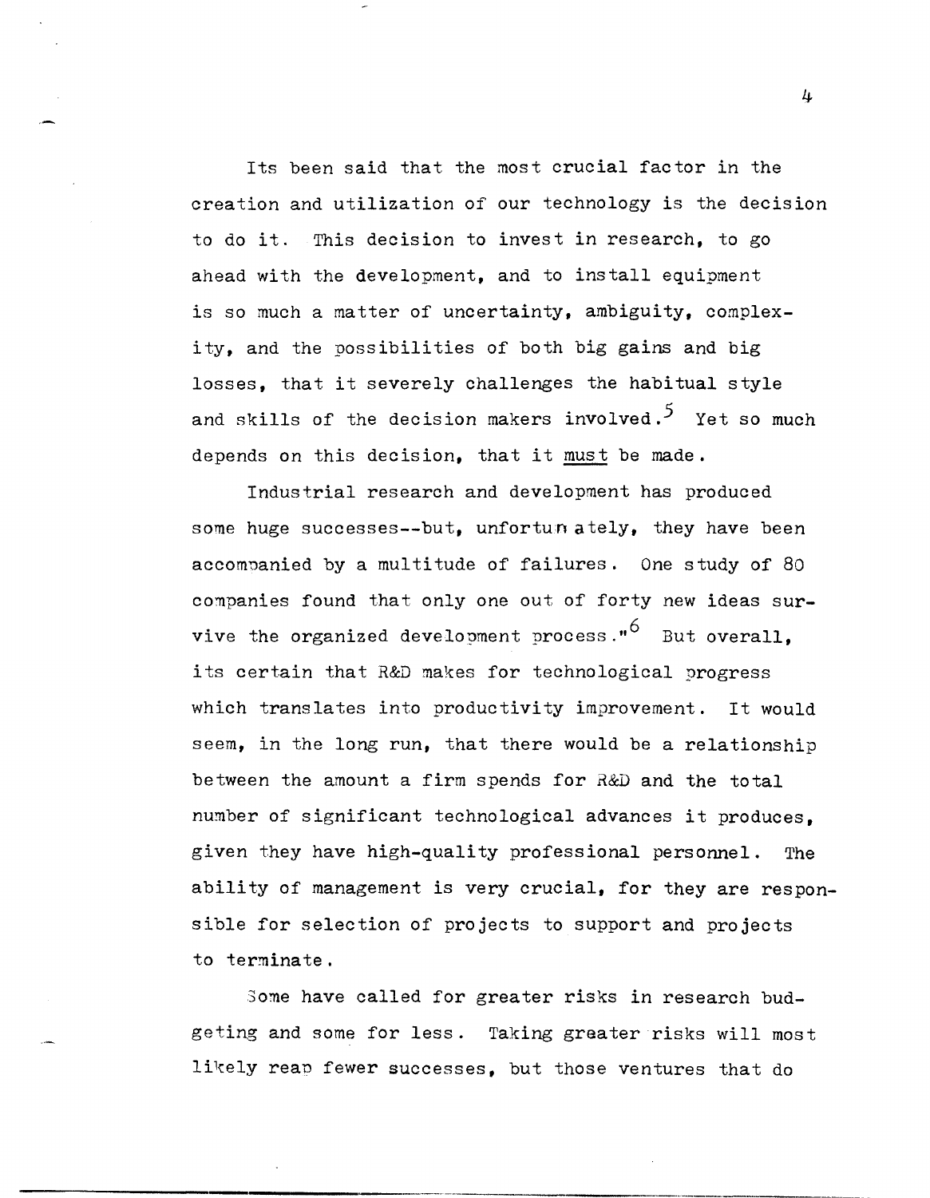Its been said that the most crucial factor in the creation and utilization of our technology is the decision to do it. This decision to invest in research, to go ahead with the development, and to install equipment is so much a matter of uncertainty, ambiguity, complexity, and the possibilities of both big gains and big losses, that it severely challenges the habitual style and skills of the decision makers involved.[5] Yet so much depends on this decision, that it must be made.

Industrial research and development has produced some huge successes--but, unfortunately, they have been accompanied by a multitude of failures. One study of 80 companies found that only one out of forty new ideas survive the organized development process."[6] But overall, its certain that R&D makes for technological progress which translates into productivity improvement. It would seem, in the long run, that there would be a relationship between the amount a firm spends for R&D and the total number of significant technological advances it produces, given they have high-quality professional personnel. The ability of management is very crucial, for they are responsible for selection of projects to support and projects to terminate.

Some have called for greater risks in research budgeting and some for less. Taking greater risks will most likely reap fewer successes, but those ventures that do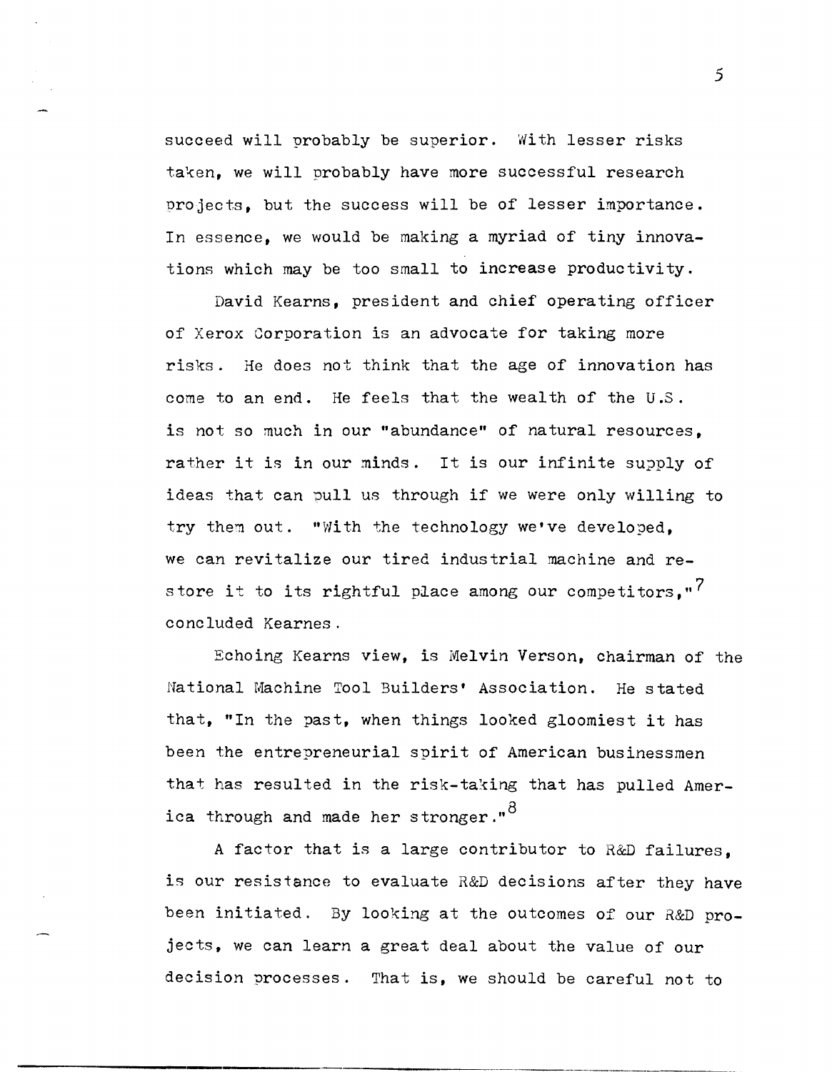succeed will probably be superior. With lesser risks taken, we will probably have more successful research projects, but the success will be of lesser importance. In essence, we would be making a myriad of tiny innovations which may be too small to increase productivity.

David Kearns, president and chief operating officer of Xerox Corporation is an advocate for taking more risks. He does not think that the age of innovation has come to an end. He feels that the wealth of the U.S. is not so much in our "abundance" of natural resources, rather it is in our minds. It is our infinite supply of ideas that can pull us through if we were only willing to try them out. "With the technology we've developed, we can revitalize our tired industrial machine and restore it to its rightful place among our competitors,"[7] concluded Kearnes.

Echoing Kearns view, is Melvin Verson, chairman of the National Machine Tool Builders' Association. He stated that, "In the past, when things looked gloomiest it has been the entrepreneurial spirit of American businessmen that has resulted in the risk-taking that has pulled America through and made her stronger."[8]

A factor that is a large contributor to R&D failures, is our resistance to evaluate R&D decisions after they have been initiated. By looking at the outcomes of our R&D projects, we can learn a great deal about the value of our decision processes. That is, we should be careful not to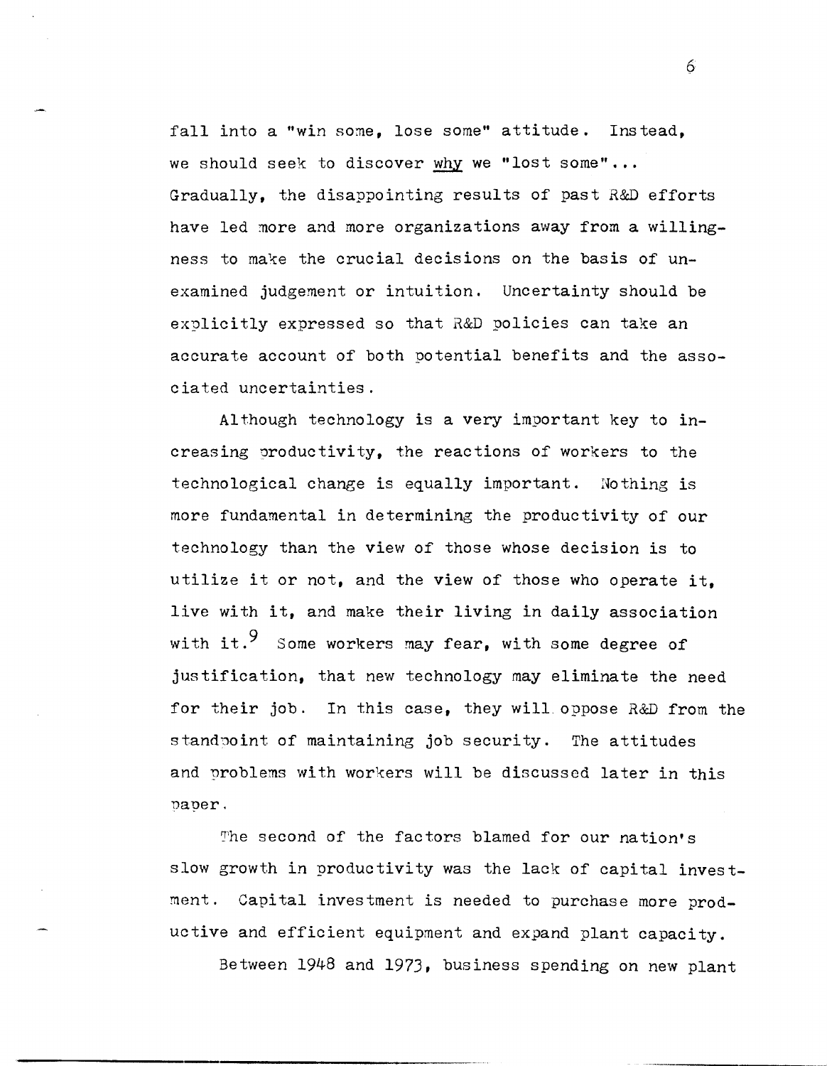fall into a "win some, lose some" attitude. Instead, we should seek to discover _why_ we "lost some"... Gradually, the disappointing results of past R&D efforts have led more and more organizations away from a willingness to make the crucial decisions on the basis of unexamined judgement or intuition. Uncertainty should be explicitly expressed so that R&D policies can take an accurate account of both potential benefits and the associated uncertainties.

Although technology is a very important key to increasing productivity, the reactions of workers to the technological change is equally important. Nothing is more fundamental in determining the productivity of our technology than the view of those whose decision is to utilize it or not, and the view of those who operate it, live with it, and make their living in daily association with it.[9] Some workers may fear, with some degree of justification, that new technology may eliminate the need for their job. In this case, they will oppose R&D from the standpoint of maintaining job security. The attitudes and problems with workers will be discussed later in this paper.

The second of the factors blamed for our nation's slow growth in productivity was the lack of capital investment. Capital investment is needed to purchase more productive and efficient equipment and expand plant capacity.

Between 1948 and 1973, business spending on new plant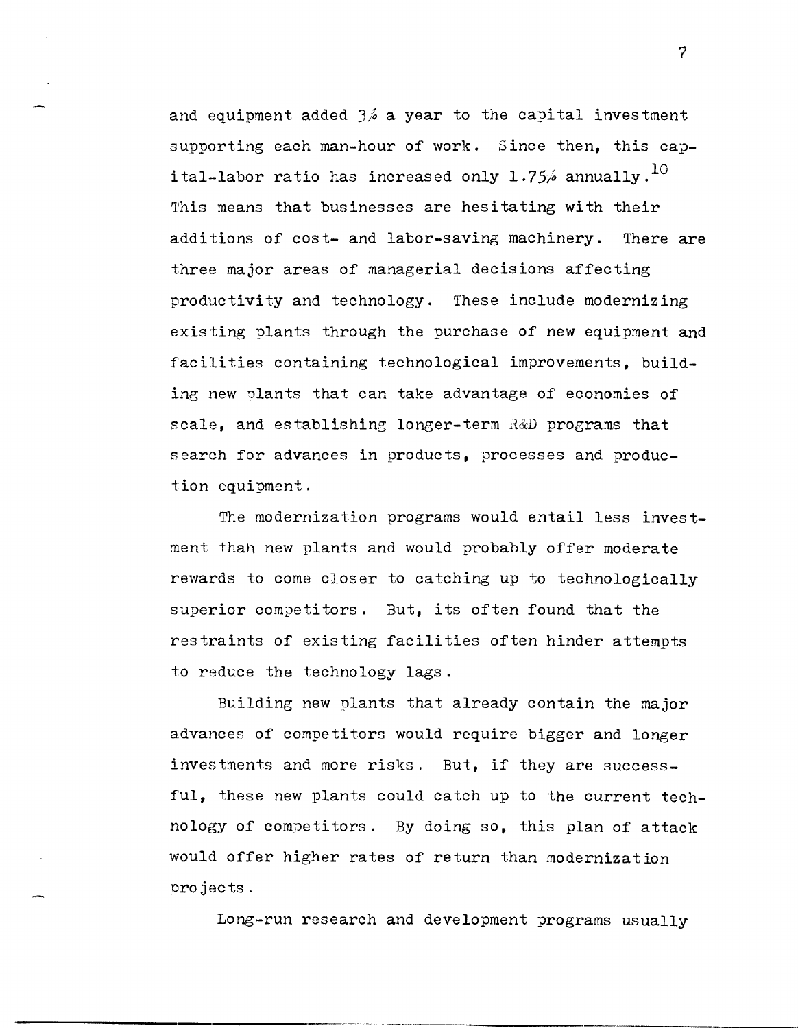and equipment added 3% a year to the capital investment supporting each man-hour of work. Since then, this capital-labor ratio has increased only 1.75% annually.[10] This means that businesses are hesitating with their additions of cost- and labor-saving machinery. There are three major areas of managerial decisions affecting productivity and technology. These include modernizing existing plants through the purchase of new equipment and facilities containing technological improvements, building new plants that can take advantage of economies of scale, and establishing longer-term R&D programs that search for advances in products, processes and production equipment.

The modernization programs would entail less investment than new plants and would probably offer moderate rewards to come closer to catching up to technologically superior competitors. But, its often found that the restraints of existing facilities often hinder attempts to reduce the technology lags.

Building new plants that already contain the major advances of competitors would require bigger and longer investments and more risks. But, if they are successful, these new plants could catch up to the current technology of competitors. By doing so, this plan of attack would offer higher rates of return than modernization projects.

Long-run research and development programs usually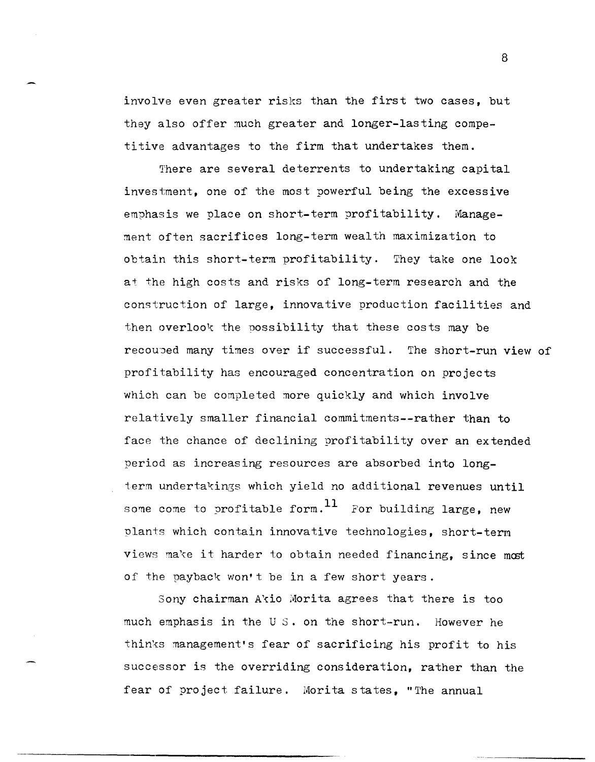involve even greater risks than the first two cases, but they also offer much greater and longer-lasting competitive advantages to the firm that undertakes them.

There are several deterrents to undertaking capital investment, one of the most powerful being the excessive emphasis we place on short-term profitability. Management often sacrifices long-term wealth maximization to obtain this short-term profitability. They take one look at the high costs and risks of long-term research and the construction of large, innovative production facilities and then overlook the possibility that these costs may be recouped many times over if successful. The short-run view of profitability has encouraged concentration on projects which can be completed more quickly and which involve relatively smaller financial commitments--rather than to face the chance of declining profitability over an extended period as increasing resources are absorbed into long-term undertakings which yield no additional revenues until some come to profitable form.[11] For building large, new plants which contain innovative technologies, short-term views make it harder to obtain needed financing, since most of the payback won't be in a few short years.

Sony chairman Akio Morita agrees that there is too much emphasis in the U S. on the short-run. However he thinks management's fear of sacrificing his profit to his successor is the overriding consideration, rather than the fear of project failure. Morita states, "The annual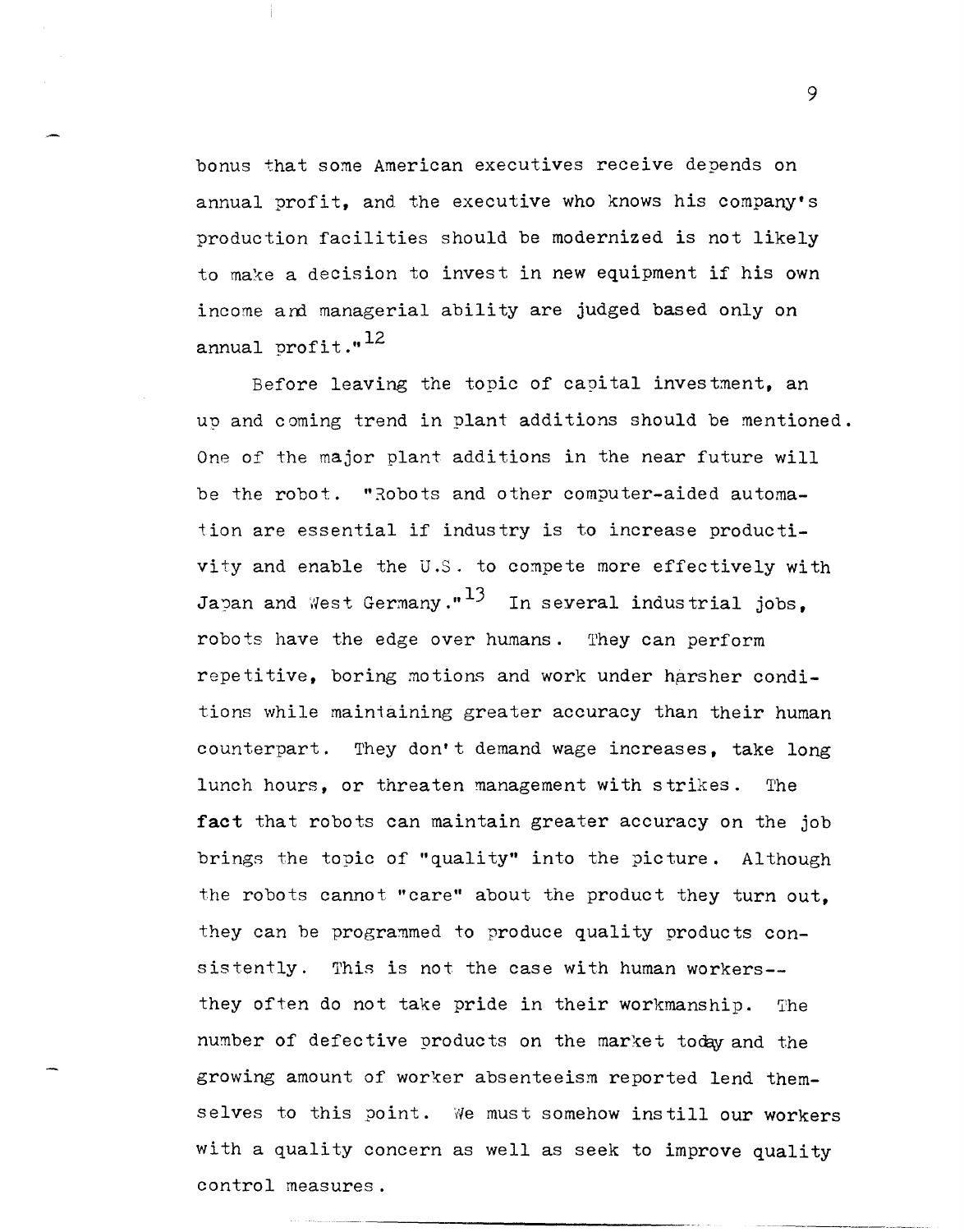bonus that some American executives receive depends on annual profit, and the executive who knows his company's production facilities should be modernized is not likely to make a decision to invest in new equipment if his own income and managerial ability are judged based only on annual profit."[12]

Before leaving the topic of capital investment, an up and coming trend in plant additions should be mentioned. One of the major plant additions in the near future will be the robot. "Robots and other computer-aided automation are essential if industry is to increase productivity and enable the U.S. to compete more effectively with Japan and West Germany."[13] In several industrial jobs, robots have the edge over humans. They can perform repetitive, boring motions and work under harsher conditions while maintaining greater accuracy than their human counterpart. They don't demand wage increases, take long lunch hours, or threaten management with strikes. The fact that robots can maintain greater accuracy on the job brings the topic of "quality" into the picture. Although the robots cannot "care" about the product they turn out, they can be programmed to produce quality products consistently. This is not the case with human workers--they often do not take pride in their workmanship. The number of defective products on the market today and the growing amount of worker absenteeism reported lend themselves to this point. We must somehow instill our workers with a quality concern as well as seek to improve quality control measures.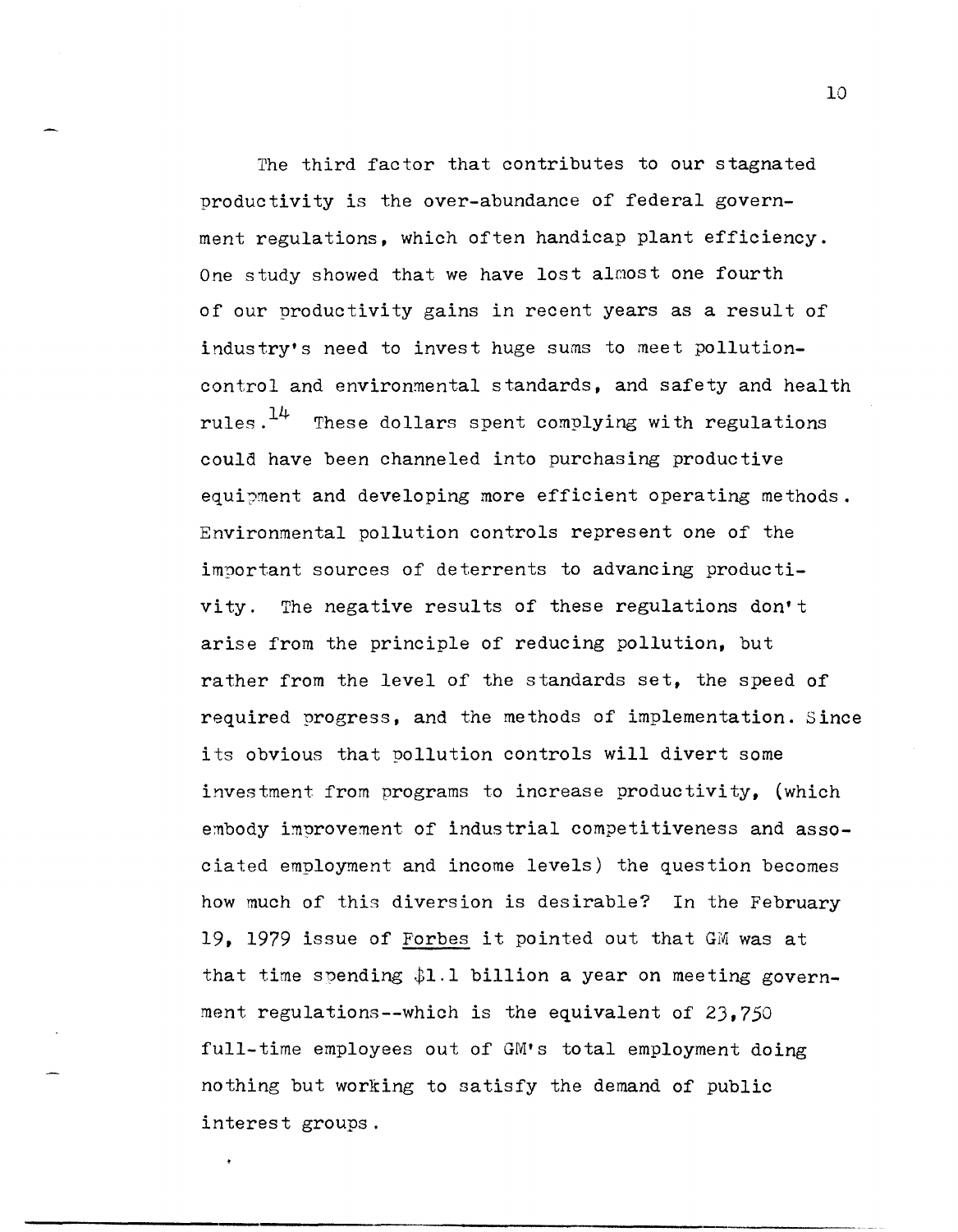The third factor that contributes to our stagnated productivity is the over-abundance of federal government regulations, which often handicap plant efficiency. One study showed that we have lost almost one fourth of our productivity gains in recent years as a result of industry's need to invest huge sums to meet pollution-control and environmental standards, and safety and health rules.[14] These dollars spent complying with regulations could have been channeled into purchasing productive equipment and developing more efficient operating methods. Environmental pollution controls represent one of the important sources of deterrents to advancing productivity. The negative results of these regulations don't arise from the principle of reducing pollution, but rather from the level of the standards set, the speed of required progress, and the methods of implementation. Since its obvious that pollution controls will divert some investment from programs to increase productivity, (which embody improvement of industrial competitiveness and associated employment and income levels) the question becomes how much of this diversion is desirable? In the February 19, 1979 issue of Forbes it pointed out that GM was at that time spending $1.1 billion a year on meeting government regulations--which is the equivalent of 23,750 full-time employees out of GM's total employment doing nothing but working to satisfy the demand of public interest groups.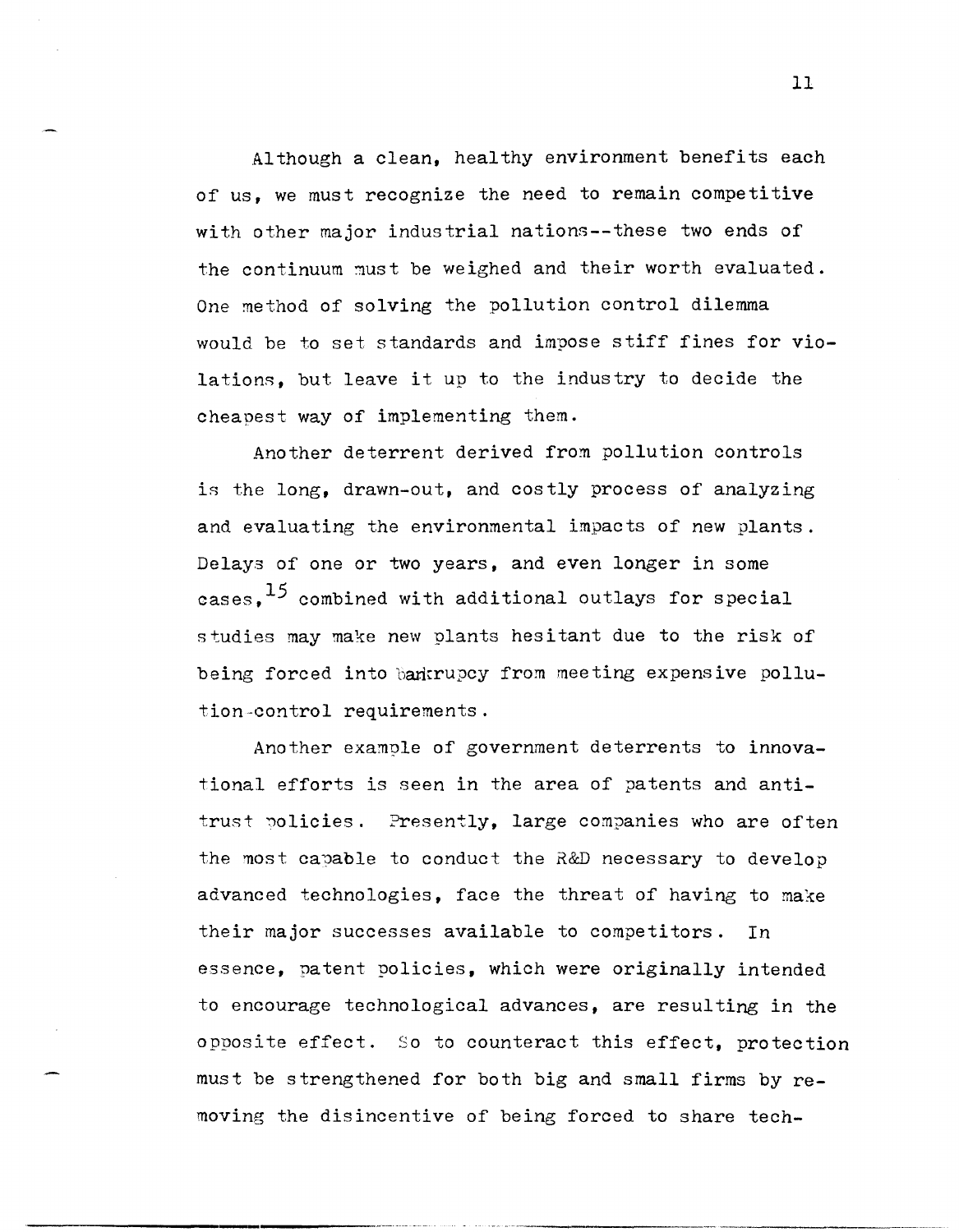Although a clean, healthy environment benefits each of us, we must recognize the need to remain competitive with other major industrial nations--these two ends of the continuum must be weighed and their worth evaluated. One method of solving the pollution control dilemma would be to set standards and impose stiff fines for violations, but leave it up to the industry to decide the cheapest way of implementing them.

Another deterrent derived from pollution controls is the long, drawn-out, and costly process of analyzing and evaluating the environmental impacts of new plants. Delays of one or two years, and even longer in some cases,[15] combined with additional outlays for special studies may make new plants hesitant due to the risk of being forced into bankrupcy from meeting expensive pollution-control requirements.

Another example of government deterrents to innovational efforts is seen in the area of patents and antitrust policies. Presently, large companies who are often the most capable to conduct the R&D necessary to develop advanced technologies, face the threat of having to make their major successes available to competitors. In essence, patent policies, which were originally intended to encourage technological advances, are resulting in the opposite effect. So to counteract this effect, protection must be strengthened for both big and small firms by removing the disincentive of being forced to share tech-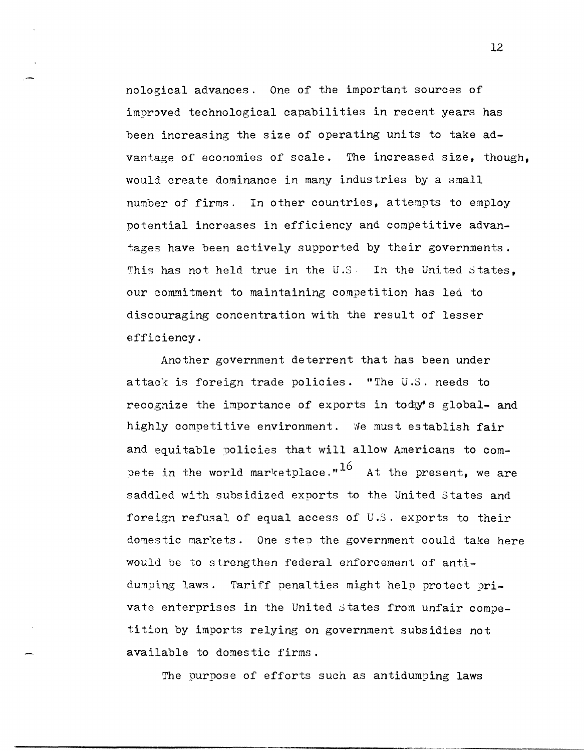nological advances. One of the important sources of improved technological capabilities in recent years has been increasing the size of operating units to take advantage of economies of scale. The increased size, though, would create dominance in many industries by a small number of firms. In other countries, attempts to employ potential increases in efficiency and competitive advantages have been actively supported by their governments. This has not held true in the U.S. In the United States, our commitment to maintaining competition has led to discouraging concentration with the result of lesser efficiency.

Another government deterrent that has been under attack is foreign trade policies. "The U.S. needs to recognize the importance of exports in today's global- and highly competitive environment. We must establish fair and equitable policies that will allow Americans to compete in the world marketplace."[16] At the present, we are saddled with subsidized exports to the United States and foreign refusal of equal access of U.S. exports to their domestic markets. One step the government could take here would be to strengthen federal enforcement of antidumping laws. Tariff penalties might help protect private enterprises in the United States from unfair competition by imports relying on government subsidies not available to domestic firms.

The purpose of efforts such as antidumping laws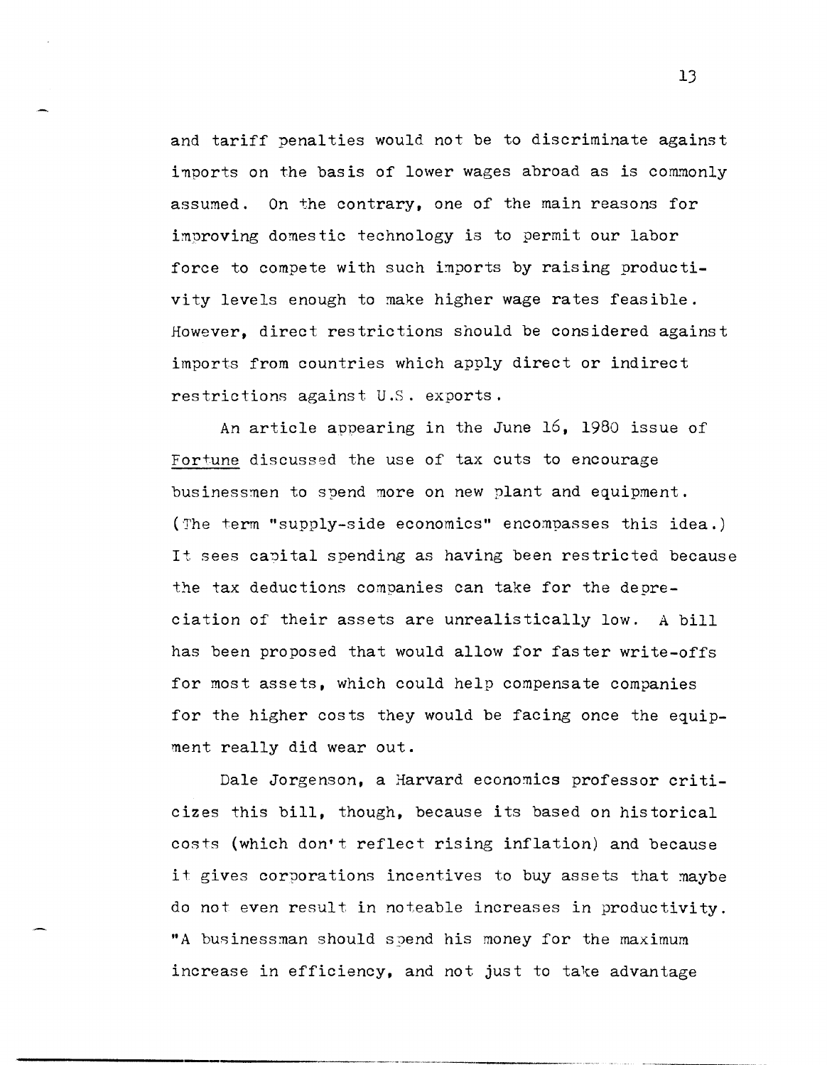and tariff penalties would not be to discriminate against imports on the basis of lower wages abroad as is commonly assumed. On the contrary, one of the main reasons for improving domestic technology is to permit our labor force to compete with such imports by raising productivity levels enough to make higher wage rates feasible. However, direct restrictions should be considered against imports from countries which apply direct or indirect restrictions against U.S. exports.

An article appearing in the June 16, 1980 issue of *Fortune* discussed the use of tax cuts to encourage businessmen to spend more on new plant and equipment. (The term "supply-side economics" encompasses this idea.) It sees capital spending as having been restricted because the tax deductions companies can take for the depreciation of their assets are unrealistically low. A bill has been proposed that would allow for faster write-offs for most assets, which could help compensate companies for the higher costs they would be facing once the equipment really did wear out.

Dale Jorgenson, a Harvard economics professor criticizes this bill, though, because its based on historical costs (which don't reflect rising inflation) and because it gives corporations incentives to buy assets that maybe do not even result in noteable increases in productivity. "A businessman should spend his money for the maximum increase in efficiency, and not just to take advantage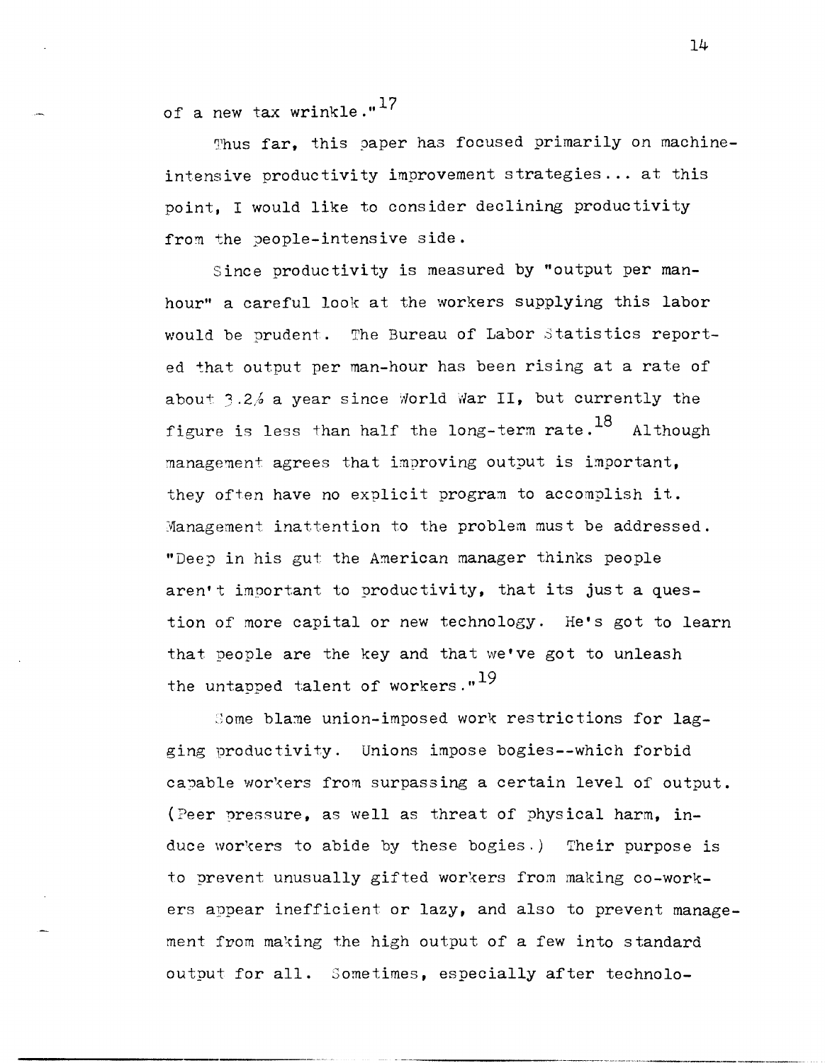of a new tax wrinkle."[17]

Thus far, this paper has focused primarily on machine-intensive productivity improvement strategies... at this point, I would like to consider declining productivity from the people-intensive side.

Since productivity is measured by "output per man-hour" a careful look at the workers supplying this labor would be prudent. The Bureau of Labor Statistics reported that output per man-hour has been rising at a rate of about 3.2% a year since World War II, but currently the figure is less than half the long-term rate.[18] Although management agrees that improving output is important, they often have no explicit program to accomplish it. Management inattention to the problem must be addressed. "Deep in his gut the American manager thinks people aren't important to productivity, that its just a question of more capital or new technology. He's got to learn that people are the key and that we've got to unleash the untapped talent of workers."[19]

Some blame union-imposed work restrictions for lagging productivity. Unions impose bogies--which forbid capable workers from surpassing a certain level of output. (Peer pressure, as well as threat of physical harm, induce workers to abide by these bogies.) Their purpose is to prevent unusually gifted workers from making co-workers appear inefficient or lazy, and also to prevent management from making the high output of a few into standard output for all. Sometimes, especially after technolo-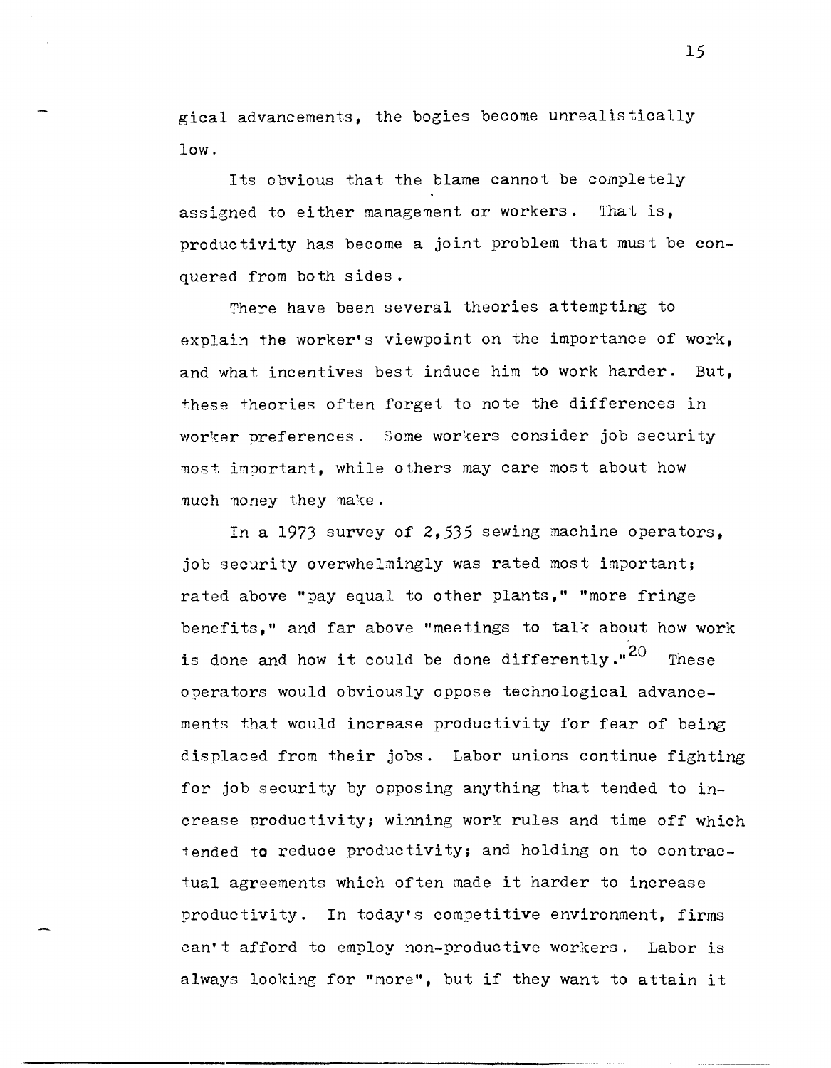gical advancements, the bogies become unrealistically low.

Its obvious that the blame cannot be completely assigned to either management or workers. That is, productivity has become a joint problem that must be conquered from both sides.

There have been several theories attempting to explain the worker's viewpoint on the importance of work, and what incentives best induce him to work harder. But, these theories often forget to note the differences in worker preferences. Some workers consider job security most important, while others may care most about how much money they make.

In a 1973 survey of 2,535 sewing machine operators, job security overwhelmingly was rated most important; rated above "pay equal to other plants," "more fringe benefits," and far above "meetings to talk about how work is done and how it could be done differently."[20] These operators would obviously oppose technological advancements that would increase productivity for fear of being displaced from their jobs. Labor unions continue fighting for job security by opposing anything that tended to increase productivity; winning work rules and time off which tended to reduce productivity; and holding on to contractual agreements which often made it harder to increase productivity. In today's competitive environment, firms can't afford to employ non-productive workers. Labor is always looking for "more", but if they want to attain it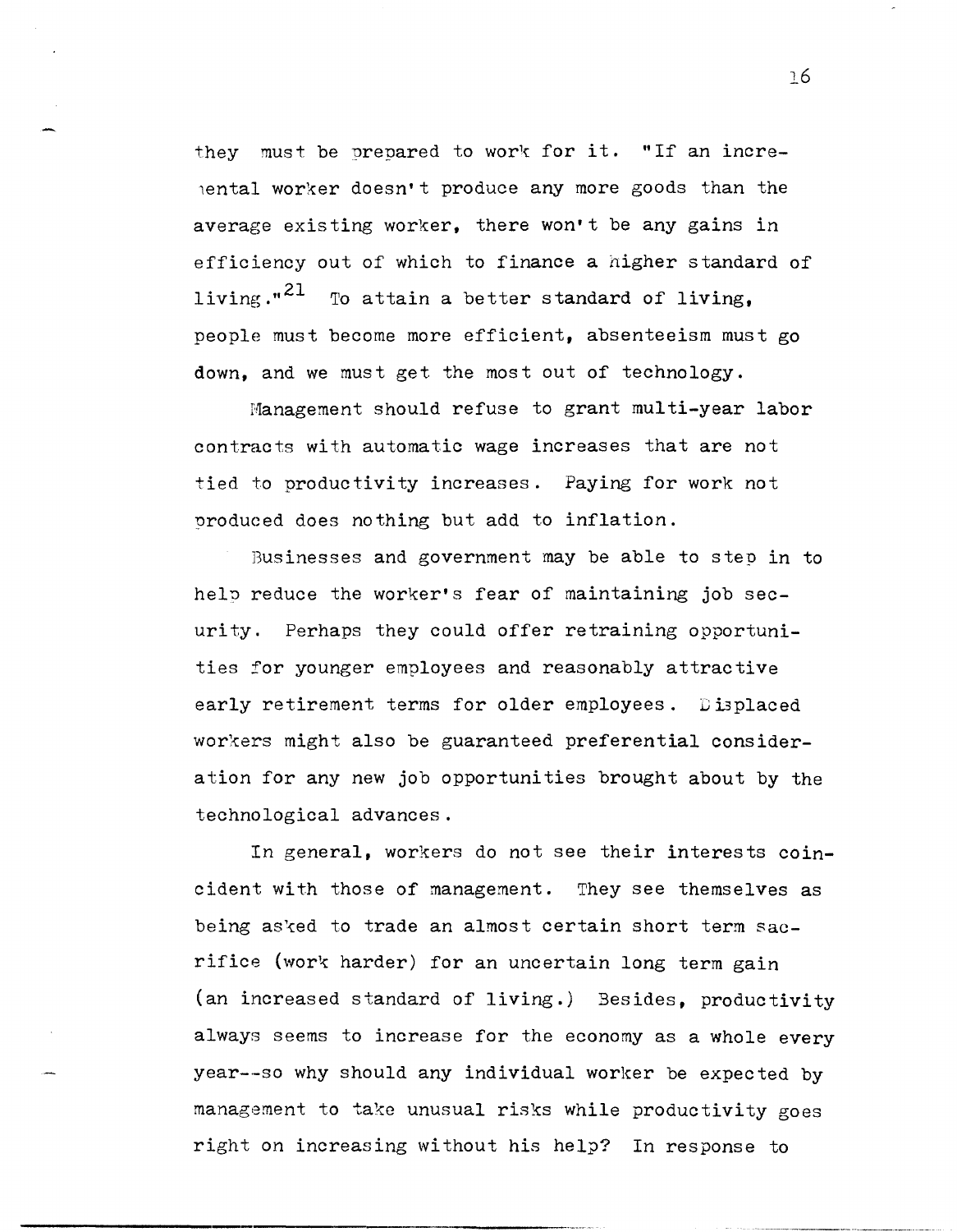they must be prepared to work for it. "If an incremental worker doesn't produce any more goods than the average existing worker, there won't be any gains in efficiency out of which to finance a higher standard of living."[21] To attain a better standard of living, people must become more efficient, absenteeism must go down, and we must get the most out of technology.

Management should refuse to grant multi-year labor contracts with automatic wage increases that are not tied to productivity increases. Paying for work not produced does nothing but add to inflation.

Businesses and government may be able to step in to help reduce the worker's fear of maintaining job security. Perhaps they could offer retraining opportunities for younger employees and reasonably attractive early retirement terms for older employees. Displaced workers might also be guaranteed preferential consideration for any new job opportunities brought about by the technological advances.

In general, workers do not see their interests coincident with those of management. They see themselves as being asked to trade an almost certain short term sacrifice (work harder) for an uncertain long term gain (an increased standard of living.) Besides, productivity always seems to increase for the economy as a whole every year--so why should any individual worker be expected by management to take unusual risks while productivity goes right on increasing without his help? In response to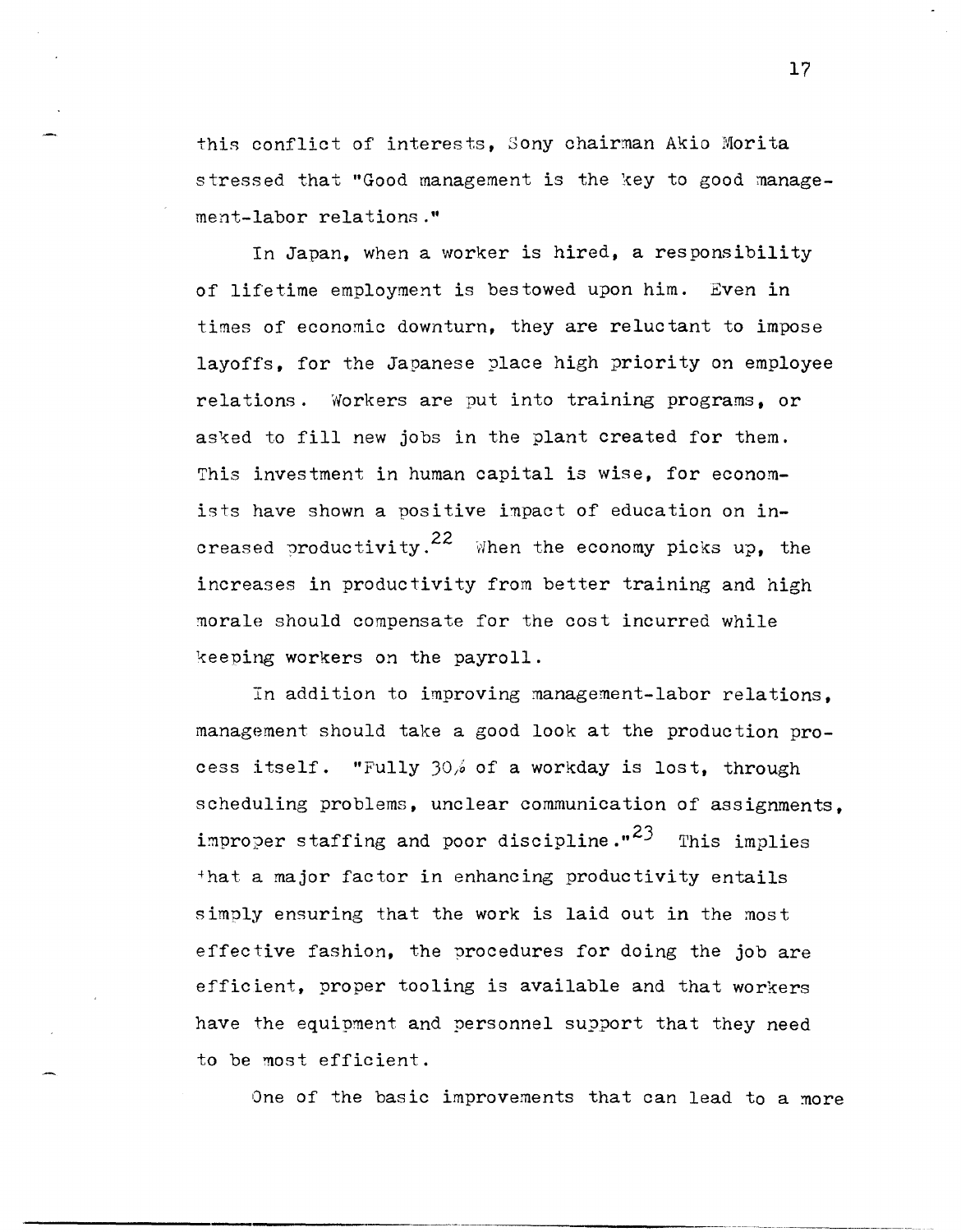this conflict of interests, Sony chairman Akio Morita stressed that "Good management is the key to good management-labor relations."

In Japan, when a worker is hired, a responsibility of lifetime employment is bestowed upon him. Even in times of economic downturn, they are reluctant to impose layoffs, for the Japanese place high priority on employee relations. Workers are put into training programs, or asked to fill new jobs in the plant created for them. This investment in human capital is wise, for economists have shown a positive impact of education on increased productivity.[22] When the economy picks up, the increases in productivity from better training and high morale should compensate for the cost incurred while keeping workers on the payroll.

In addition to improving management-labor relations, management should take a good look at the production process itself. "Fully 30% of a workday is lost, through scheduling problems, unclear communication of assignments, improper staffing and poor discipline."[23] This implies that a major factor in enhancing productivity entails simply ensuring that the work is laid out in the most effective fashion, the procedures for doing the job are efficient, proper tooling is available and that workers have the equipment and personnel support that they need to be most efficient.

One of the basic improvements that can lead to a more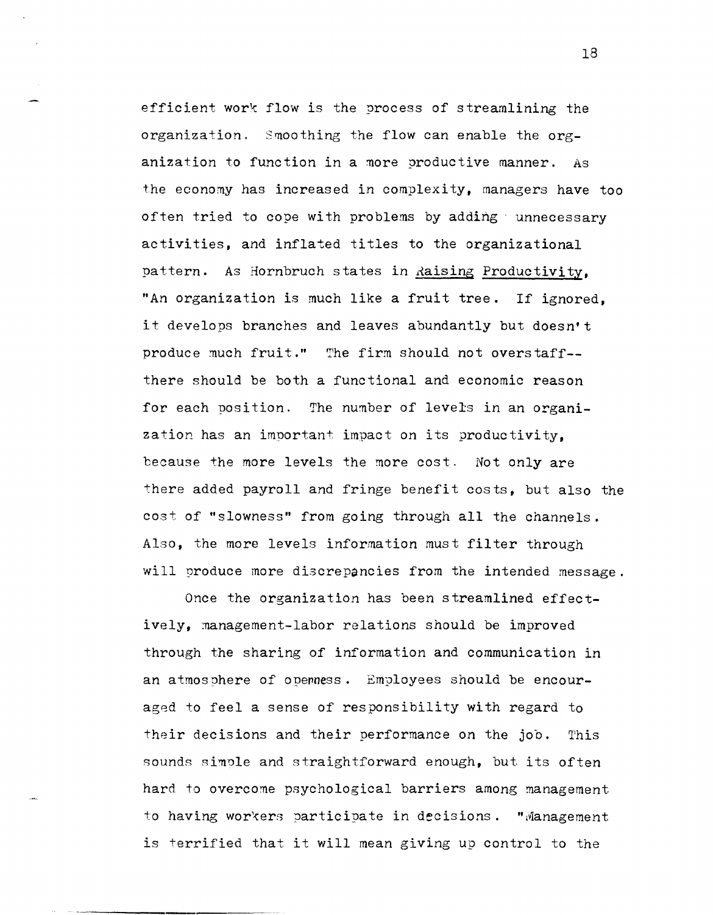efficient work flow is the process of streamlining the organization. Smoothing the flow can enable the organization to function in a more productive manner. As the economy has increased in complexity, managers have too often tried to cope with problems by adding unnecessary activities, and inflated titles to the organizational pattern. As Hornbruch states in Raising Productivity, "An organization is much like a fruit tree. If ignored, it develops branches and leaves abundantly but doesn't produce much fruit." The firm should not overstaff--there should be both a functional and economic reason for each position. The number of levels in an organization has an important impact on its productivity, because the more levels the more cost. Not only are there added payroll and fringe benefit costs, but also the cost of "slowness" from going through all the channels. Also, the more levels information must filter through will produce more discrepancies from the intended message.

Once the organization has been streamlined effectively, management-labor relations should be improved through the sharing of information and communication in an atmosphere of openness. Employees should be encouraged to feel a sense of responsibility with regard to their decisions and their performance on the job. This sounds simple and straightforward enough, but its often hard to overcome psychological barriers among management to having workers participate in decisions. "Management is terrified that it will mean giving up control to the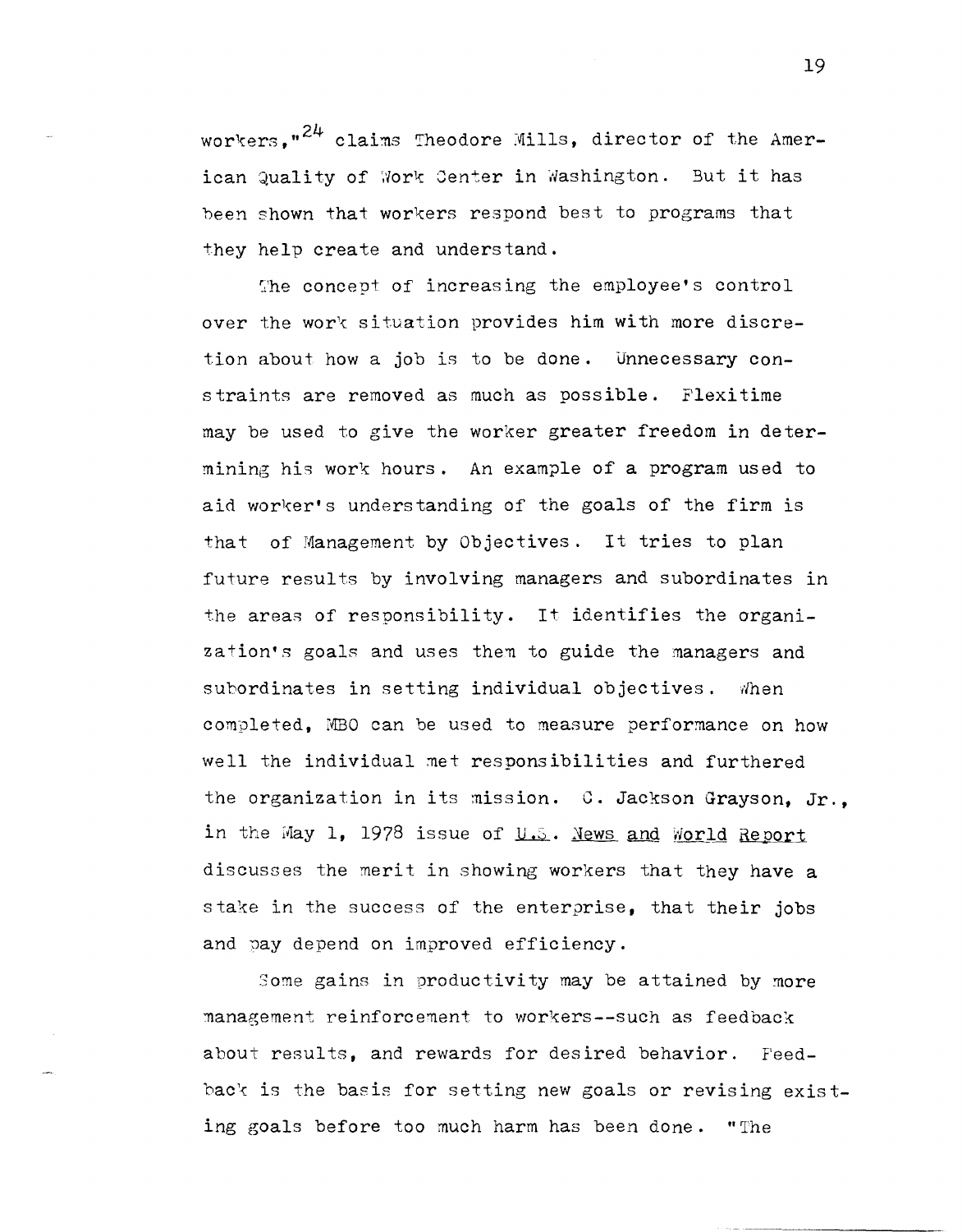workers,"[24] claims Theodore Mills, director of the American Quality of Work Center in Washington. But it has been shown that workers respond best to programs that they help create and understand.

The concept of increasing the employee's control over the work situation provides him with more discretion about how a job is to be done. Unnecessary constraints are removed as much as possible. Flexitime may be used to give the worker greater freedom in determining his work hours. An example of a program used to aid worker's understanding of the goals of the firm is that of Management by Objectives. It tries to plan future results by involving managers and subordinates in the areas of responsibility. It identifies the organization's goals and uses them to guide the managers and subordinates in setting individual objectives. When completed, MBO can be used to measure performance on how well the individual met responsibilities and furthered the organization in its mission. C. Jackson Grayson, Jr., in the May 1, 1978 issue of U.S. News and World Report discusses the merit in showing workers that they have a stake in the success of the enterprise, that their jobs and pay depend on improved efficiency.

Some gains in productivity may be attained by more management reinforcement to workers--such as feedback about results, and rewards for desired behavior. Feedback is the basis for setting new goals or revising existing goals before too much harm has been done. "The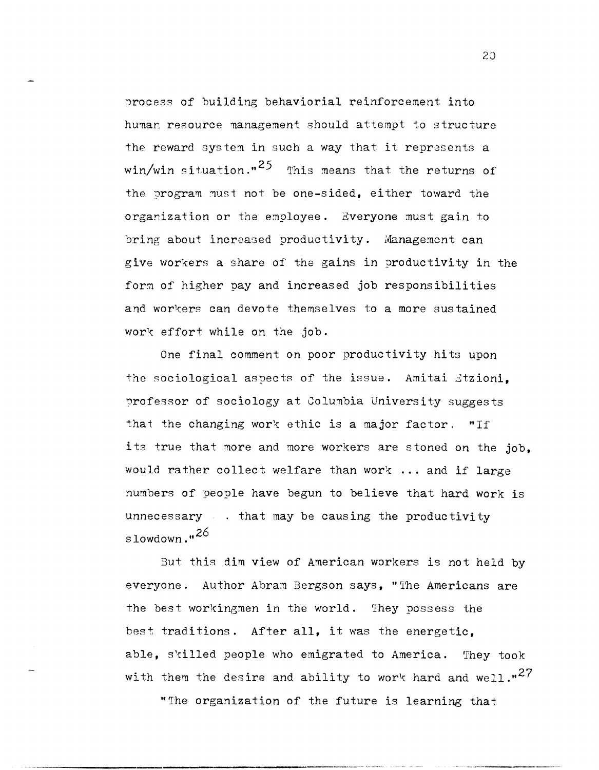process of building behaviorial reinforcement into human resource management should attempt to structure the reward system in such a way that it represents a win/win situation."[25] This means that the returns of the program must not be one-sided, either toward the organization or the employee. Everyone must gain to bring about increased productivity. Management can give workers a share of the gains in productivity in the form of higher pay and increased job responsibilities and workers can devote themselves to a more sustained work effort while on the job.

One final comment on poor productivity hits upon the sociological aspects of the issue. Amitai Etzioni, professor of sociology at Columbia University suggests that the changing work ethic is a major factor. "If its true that more and more workers are stoned on the job, would rather collect welfare than work ... and if large numbers of people have begun to believe that hard work is unnecessary . . that may be causing the productivity slowdown."[26]

But this dim view of American workers is not held by everyone. Author Abram Bergson says, "The Americans are the best workingmen in the world. They possess the best traditions. After all, it was the energetic, able, skilled people who emigrated to America. They took with them the desire and ability to work hard and well."[27]

"The organization of the future is learning that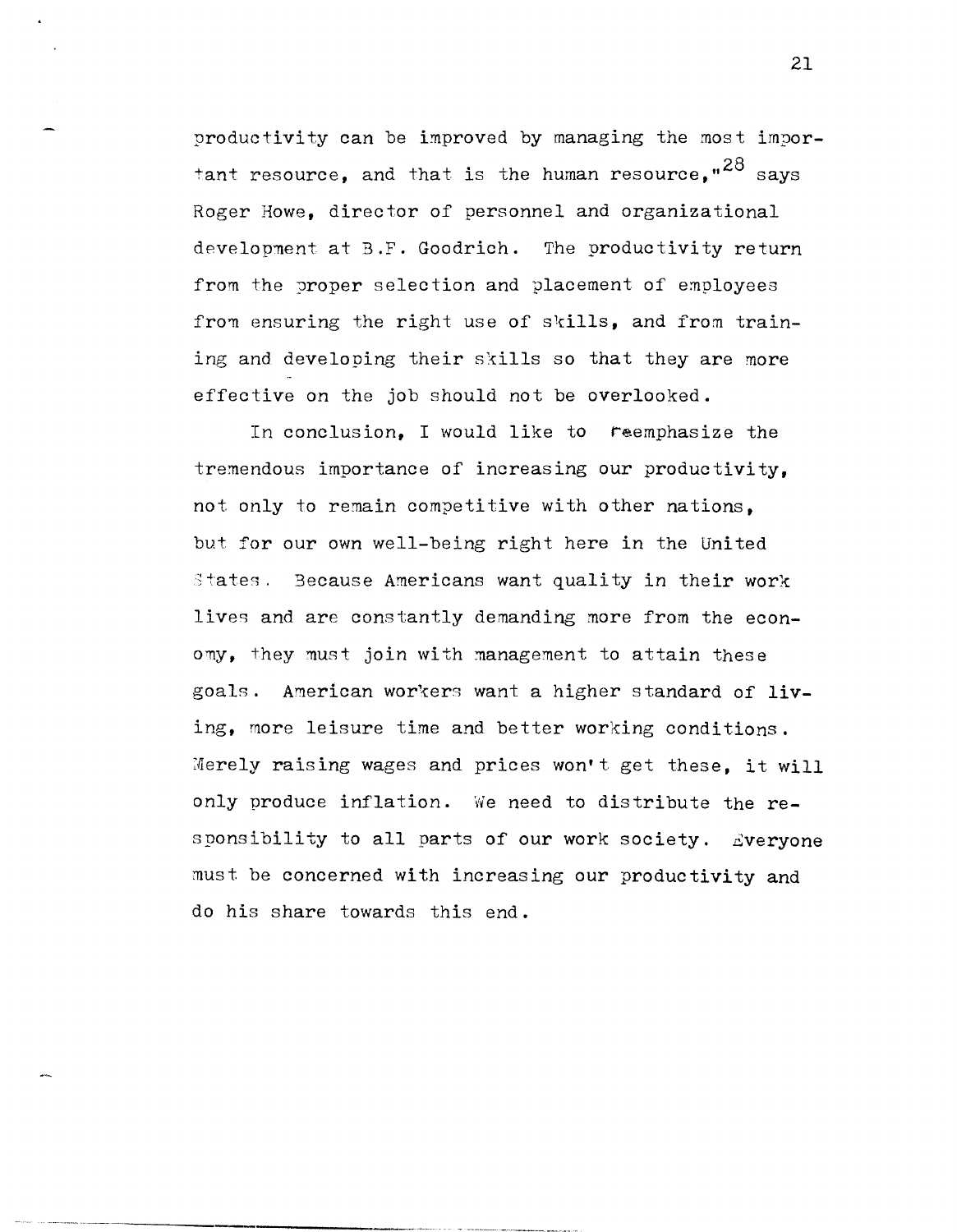productivity can be improved by managing the most important resource, and that is the human resource,"[28] says Roger Howe, director of personnel and organizational development at B.F. Goodrich. The productivity return from the proper selection and placement of employees from ensuring the right use of skills, and from training and developing their skills so that they are more effective on the job should not be overlooked.

In conclusion, I would like to reemphasize the tremendous importance of increasing our productivity, not only to remain competitive with other nations, but for our own well-being right here in the United States. Because Americans want quality in their work lives and are constantly demanding more from the economy, they must join with management to attain these goals. American workers want a higher standard of living, more leisure time and better working conditions. Merely raising wages and prices won't get these, it will only produce inflation. We need to distribute the responsibility to all parts of our work society. Everyone must be concerned with increasing our productivity and do his share towards this end.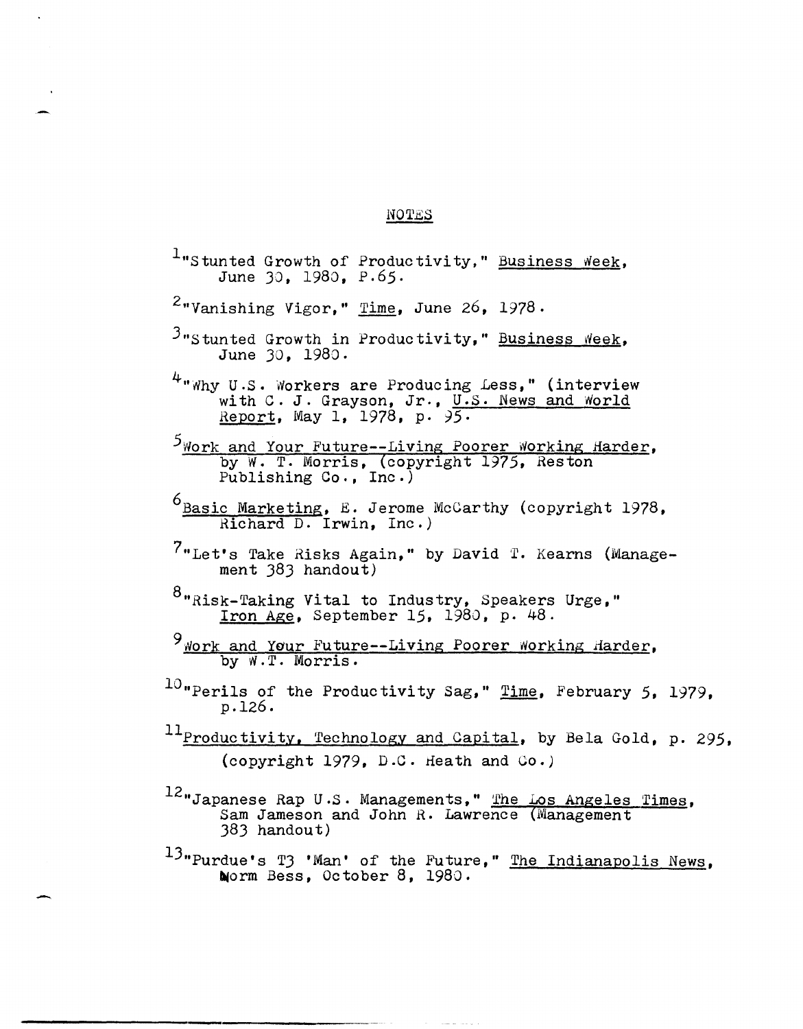## NOTES

[1]"Stunted Growth of Productivity," Business Week, June 30, 1980, P.65.

[2]"Vanishing Vigor," Time, June 26, 1978.

[3]"Stunted Growth in Productivity," Business Week, June 30, 1980.

[4]"Why U.S. Workers are Producing Less," (interview with C. J. Grayson, Jr., U.S. News and World Report, May 1, 1978, p. 95.

[5]Work and Your Future--Living Poorer Working Harder, by W. T. Morris, (copyright 1975, Reston Publishing Co., Inc.)

[6]Basic Marketing, E. Jerome McCarthy (copyright 1978, Richard D. Irwin, Inc.)

[7]"Let's Take Risks Again," by David T. Kearns (Management 383 handout)

[8]"Risk-Taking Vital to Industry, Speakers Urge," Iron Age, September 15, 1980, p. 48.

[9]Work and Your Future--Living Poorer Working Harder, by W.T. Morris.

[10]"Perils of the Productivity Sag," Time, February 5, 1979, p.126.

[11]Productivity, Technology and Capital, by Bela Gold, p. 295, (copyright 1979, D.C. Heath and Co.)

[12]"Japanese Rap U.S. Managements," The Los Angeles Times, Sam Jameson and John R. Lawrence (Management 383 handout)

[13]"Purdue's T3 'Man' of the Future," The Indianapolis News, Norm Bess, October 8, 1980.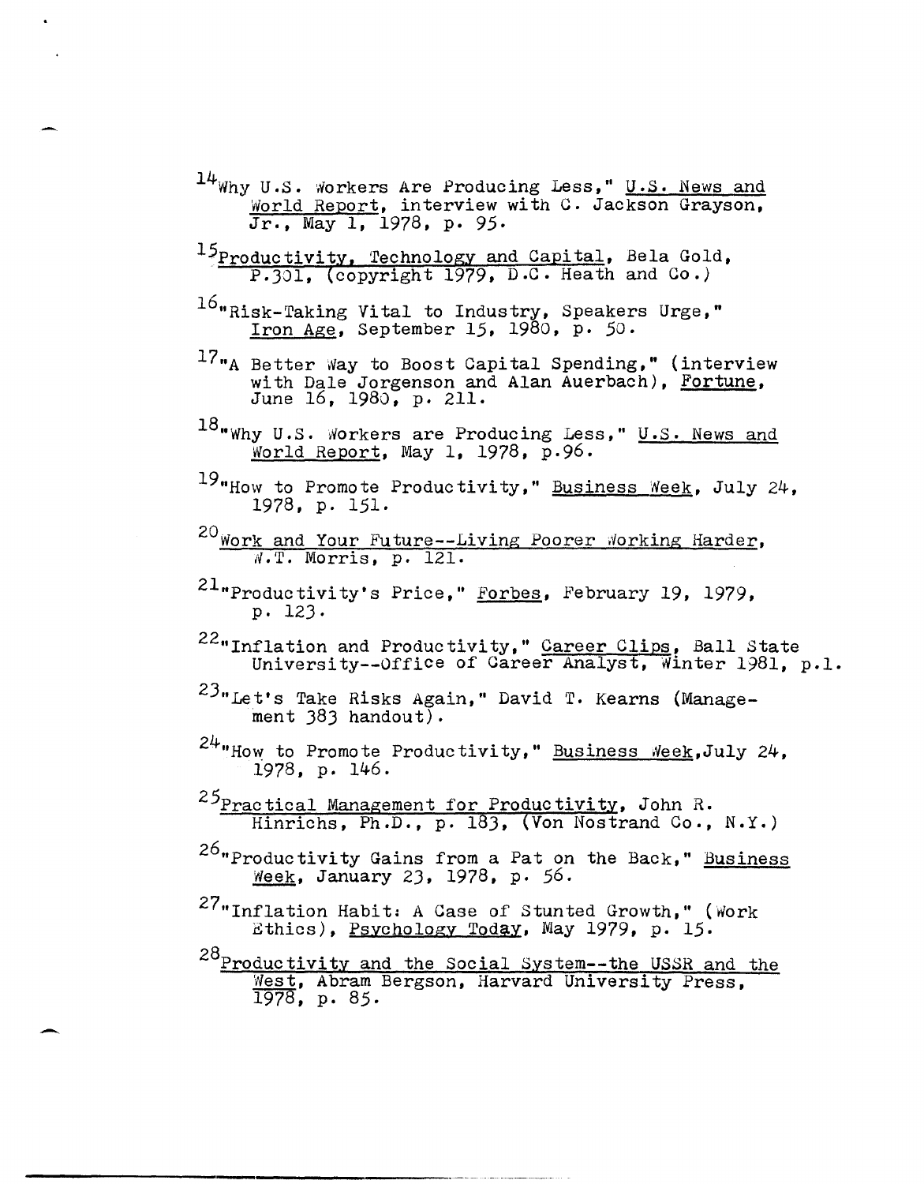[14]Why U.S. Workers Are Producing Less," U.S. News and World Report, interview with C. Jackson Grayson, Jr., May 1, 1978, p. 95.

[15]Productivity, Technology and Capital, Bela Gold, P.301, (copyright 1979, D.C. Heath and Co.)

[16]"Risk-Taking Vital to Industry, Speakers Urge," Iron Age, September 15, 1980, p. 50.

[17]"A Better Way to Boost Capital Spending," (interview with Dale Jorgenson and Alan Auerbach), Fortune, June 16, 1980, p. 211.

[18]"Why U.S. Workers are Producing Less," U.S. News and World Report, May 1, 1978, p.96.

[19]"How to Promote Productivity," Business Week, July 24, 1978, p. 151.

[20]Work and Your Future--Living Poorer Working Harder, W.T. Morris, p. 121.

[21]"Productivity's Price," Forbes, February 19, 1979, p. 123.

[22]"Inflation and Productivity," Career Clips, Ball State University--Office of Career Analyst, Winter 1981, p.1.

[23]"Let's Take Risks Again," David T. Kearns (Management 383 handout).

[24]"How to Promote Productivity," Business Week, July 24, 1978, p. 146.

[25]Practical Management for Productivity, John R. Hinrichs, Ph.D., p. 183, (Von Nostrand Co., N.Y.)

[26]"Productivity Gains from a Pat on the Back," Business Week, January 23, 1978, p. 56.

[27]"Inflation Habit: A Case of Stunted Growth," (Work Ethics), Psychology Today, May 1979, p. 15.

[28]Productivity and the Social System--the USSR and the West, Abram Bergson, Harvard University Press, 1978, p. 85.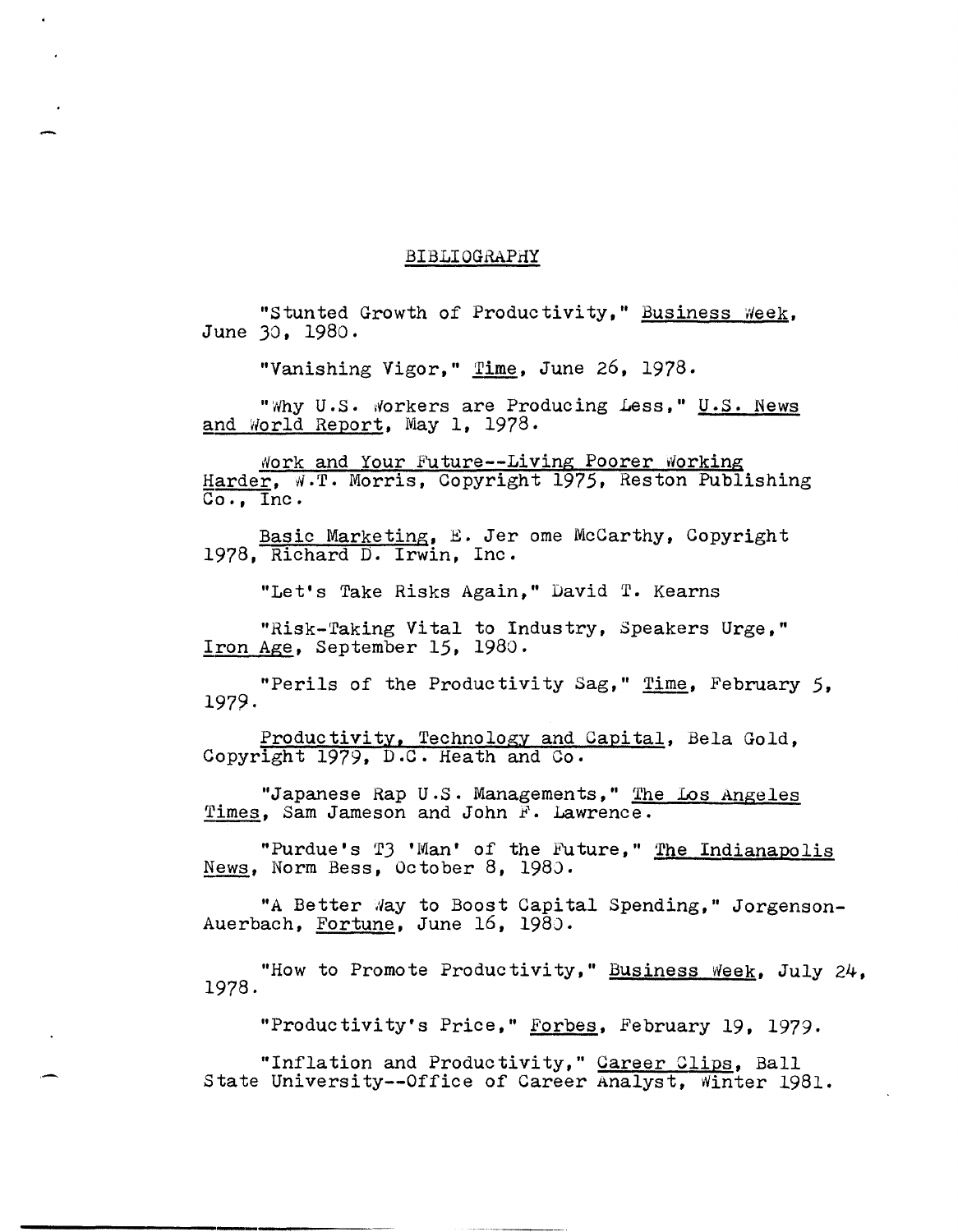## BIBLIOGRAPHY

"Stunted Growth of Productivity," Business Week, June 30, 1980.

"Vanishing Vigor," Time, June 26, 1978.

"Why U.S. Workers are Producing Less," U.S. News and World Report, May 1, 1978.

Work and Your Future--Living Poorer Working Harder, W.T. Morris, Copyright 1975, Reston Publishing Co., Inc.

Basic Marketing, E. Jer ome McCarthy, Copyright 1978, Richard D. Irwin, Inc.

"Let's Take Risks Again," David T. Kearns

"Risk-Taking Vital to Industry, Speakers Urge," Iron Age, September 15, 1980.

"Perils of the Productivity Sag," Time, February 5, 1979.

Productivity, Technology and Capital, Bela Gold, Copyright 1979, D.C. Heath and Co.

"Japanese Rap U.S. Managements," The Los Angeles Times, Sam Jameson and John F. Lawrence.

"Purdue's T3 'Man' of the Future," The Indianapolis News, Norm Bess, October 8, 1980.

"A Better Way to Boost Capital Spending," Jorgenson-Auerbach, Fortune, June 16, 1980.

"How to Promote Productivity," Business Week, July 24, 1978.

"Productivity's Price," Forbes, February 19, 1979.

"Inflation and Productivity," Career Clips, Ball State University--Office of Career Analyst, Winter 1981.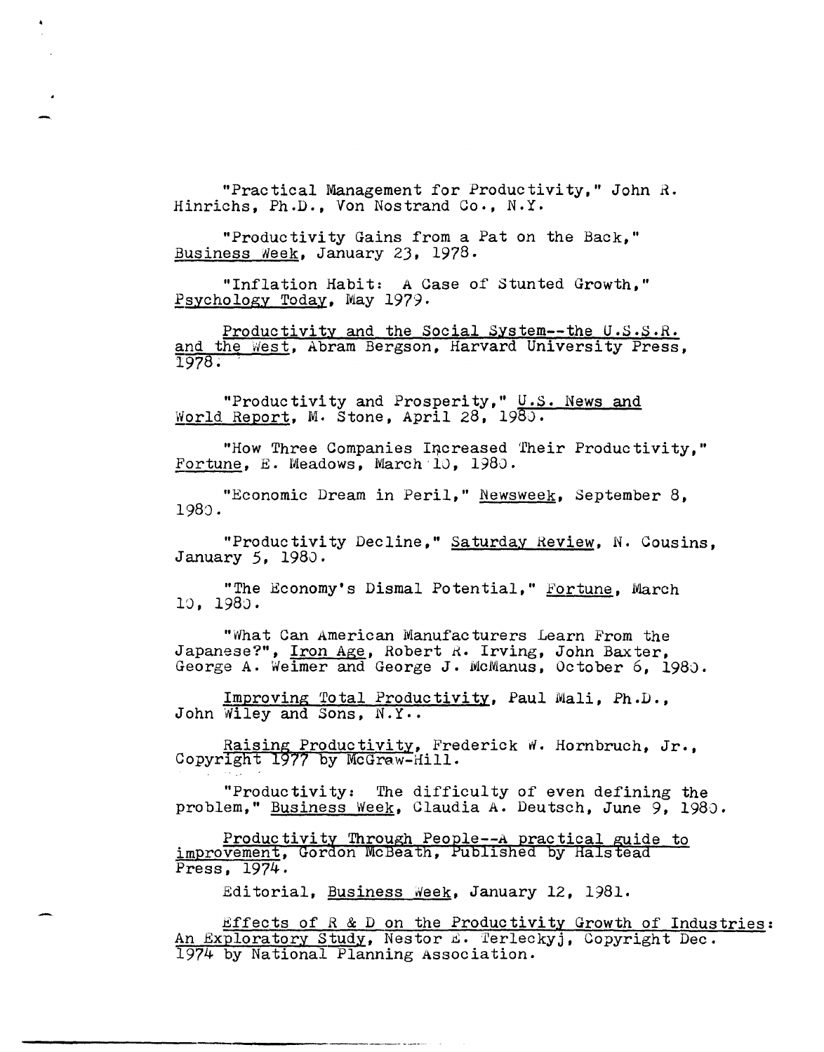"Practical Management for Productivity," John R. Hinrichs, Ph.D., Von Nostrand Co., N.Y.

"Productivity Gains from a Pat on the Back," Business Week, January 23, 1978.

"Inflation Habit: A Case of Stunted Growth," Psychology Today, May 1979.

Productivity and the Social System--the U.S.S.R. and the West, Abram Bergson, Harvard University Press, 1978.

"Productivity and Prosperity," U.S. News and World Report, M. Stone, April 28, 1980.

"How Three Companies Increased Their Productivity," Fortune, E. Meadows, March 10, 1980.

"Economic Dream in Peril," Newsweek, September 8, 1980.

"Productivity Decline," Saturday Review, N. Cousins, January 5, 1980.

"The Economy's Dismal Potential," Fortune, March 10, 1980.

"What Can American Manufacturers Learn From the Japanese?", Iron Age, Robert R. Irving, John Baxter, George A. Weimer and George J. McManus, October 6, 1980.

Improving Total Productivity, Paul Mali, Ph.D., John Wiley and Sons, N.Y..

Raising Productivity, Frederick W. Hornbruch, Jr., Copyright 1977 by McGraw-Hill.

"Productivity: The difficulty of even defining the problem," Business Week, Claudia A. Deutsch, June 9, 1980.

Productivity Through People--A practical guide to improvement, Gordon McBeath, Published by Halstead Press, 1974.

Editorial, Business Week, January 12, 1981.

Effects of R & D on the Productivity Growth of Industries: An Exploratory Study, Nestor E. Terleckyj, Copyright Dec. 1974 by National Planning Association.